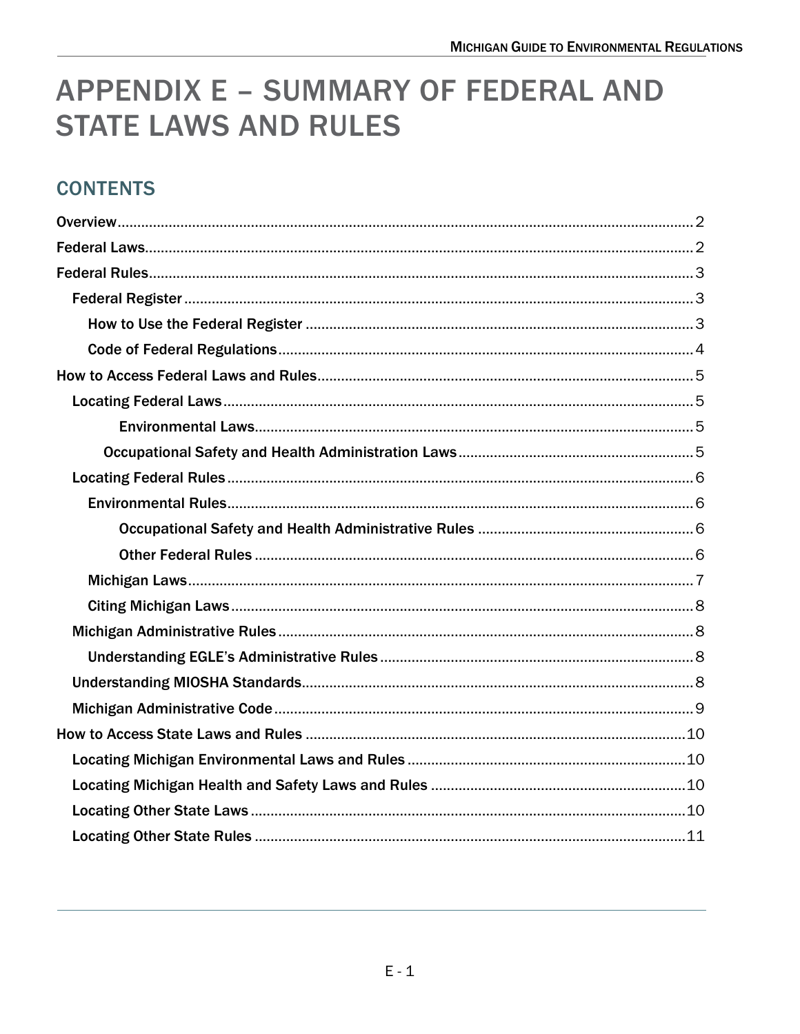# APPENDIX E – SUMMARY OF FEDERAL AND STATE LAWS AND RULES

## CONTENTS

- Overview ..... 2
- Federal Laws ..... 2
- Federal Rules ..... 3
  - Federal Register ..... 3
    - How to Use the Federal Register ..... 3
    - Code of Federal Regulations ..... 4
- How to Access Federal Laws and Rules ..... 5
  - Locating Federal Laws ..... 5
      - Environmental Laws ..... 5
    - Occupational Safety and Health Administration Laws ..... 5
  - Locating Federal Rules ..... 6
    - Environmental Rules ..... 6
      - Occupational Safety and Health Administrative Rules ..... 6
      - Other Federal Rules ..... 6
    - Michigan Laws ..... 7
    - Citing Michigan Laws ..... 8
  - Michigan Administrative Rules ..... 8
    - Understanding EGLE's Administrative Rules ..... 8
  - Understanding MIOSHA Standards ..... 8
  - Michigan Administrative Code ..... 9
- How to Access State Laws and Rules ..... 10
  - Locating Michigan Environmental Laws and Rules ..... 10
  - Locating Michigan Health and Safety Laws and Rules ..... 10
  - Locating Other State Laws ..... 10
  - Locating Other State Rules ..... 11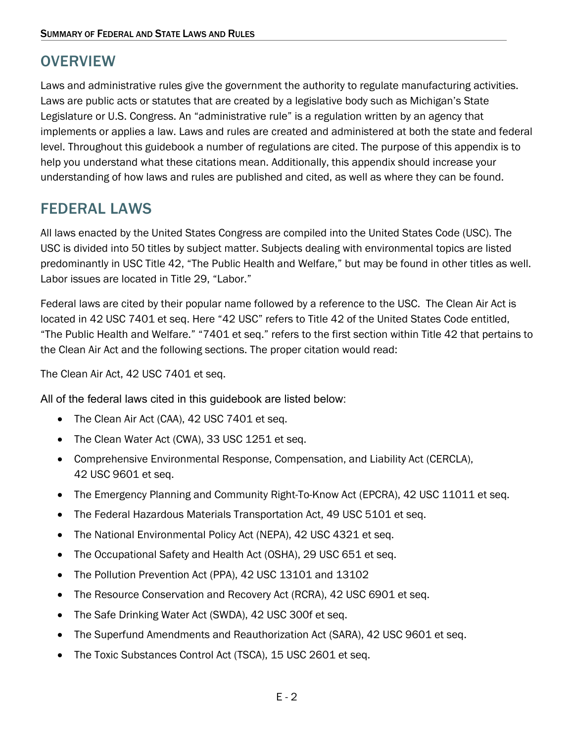## OVERVIEW

Laws and administrative rules give the government the authority to regulate manufacturing activities. Laws are public acts or statutes that are created by a legislative body such as Michigan's State Legislature or U.S. Congress. An "administrative rule" is a regulation written by an agency that implements or applies a law. Laws and rules are created and administered at both the state and federal level. Throughout this guidebook a number of regulations are cited. The purpose of this appendix is to help you understand what these citations mean. Additionally, this appendix should increase your understanding of how laws and rules are published and cited, as well as where they can be found.

## FEDERAL LAWS

All laws enacted by the United States Congress are compiled into the United States Code (USC). The USC is divided into 50 titles by subject matter. Subjects dealing with environmental topics are listed predominantly in USC Title 42, "The Public Health and Welfare," but may be found in other titles as well. Labor issues are located in Title 29, "Labor."

Federal laws are cited by their popular name followed by a reference to the USC. The Clean Air Act is located in 42 USC 7401 et seq. Here "42 USC" refers to Title 42 of the United States Code entitled, "The Public Health and Welfare." "7401 et seq." refers to the first section within Title 42 that pertains to the Clean Air Act and the following sections. The proper citation would read:

The Clean Air Act, 42 USC 7401 et seq.

All of the federal laws cited in this guidebook are listed below:

- The Clean Air Act (CAA), 42 USC 7401 et seq.
- The Clean Water Act (CWA), 33 USC 1251 et seq.
- Comprehensive Environmental Response, Compensation, and Liability Act (CERCLA), 42 USC 9601 et seq.
- The Emergency Planning and Community Right-To-Know Act (EPCRA), 42 USC 11011 et seq.
- The Federal Hazardous Materials Transportation Act, 49 USC 5101 et seq.
- The National Environmental Policy Act (NEPA), 42 USC 4321 et seq.
- The Occupational Safety and Health Act (OSHA), 29 USC 651 et seq.
- The Pollution Prevention Act (PPA), 42 USC 13101 and 13102
- The Resource Conservation and Recovery Act (RCRA), 42 USC 6901 et seq.
- The Safe Drinking Water Act (SWDA), 42 USC 300f et seq.
- The Superfund Amendments and Reauthorization Act (SARA), 42 USC 9601 et seq.
- The Toxic Substances Control Act (TSCA), 15 USC 2601 et seq.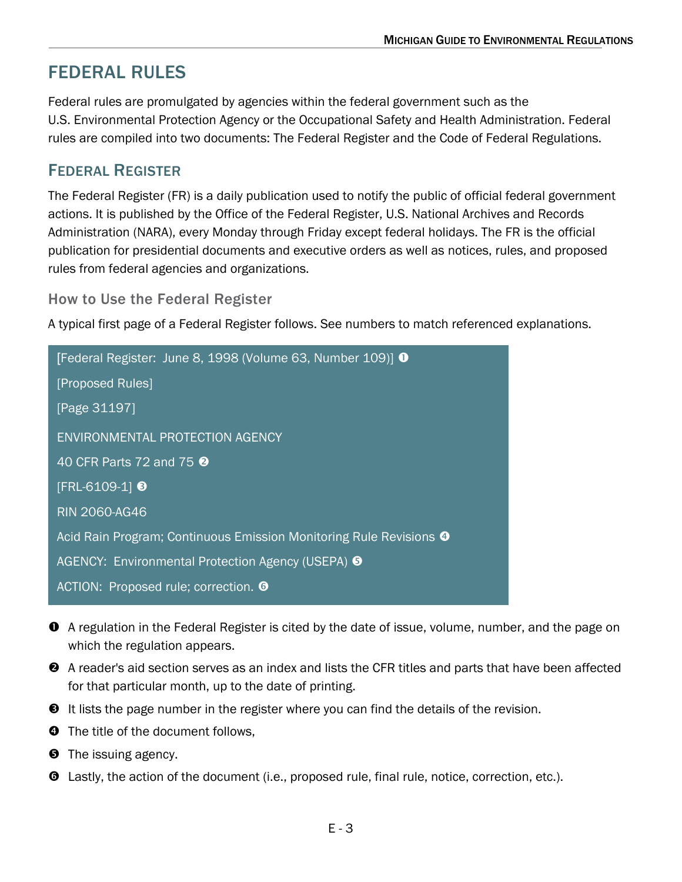# FEDERAL RULES

Federal rules are promulgated by agencies within the federal government such as the U.S. Environmental Protection Agency or the Occupational Safety and Health Administration. Federal rules are compiled into two documents: The Federal Register and the Code of Federal Regulations.

## FEDERAL REGISTER

The Federal Register (FR) is a daily publication used to notify the public of official federal government actions. It is published by the Office of the Federal Register, U.S. National Archives and Records Administration (NARA), every Monday through Friday except federal holidays. The FR is the official publication for presidential documents and executive orders as well as notices, rules, and proposed rules from federal agencies and organizations.

### How to Use the Federal Register

A typical first page of a Federal Register follows. See numbers to match referenced explanations.

> [Federal Register:  June 8, 1998 (Volume 63, Number 109)] ❶
>
> [Proposed Rules]
>
> [Page 31197]
>
> ENVIRONMENTAL PROTECTION AGENCY
>
> 40 CFR Parts 72 and 75 ❷
>
> [FRL-6109-1] ❸
>
> RIN 2060-AG46
>
> Acid Rain Program; Continuous Emission Monitoring Rule Revisions ❹
>
> AGENCY:  Environmental Protection Agency (USEPA) ❺
>
> ACTION:  Proposed rule; correction. ❻

❶ A regulation in the Federal Register is cited by the date of issue, volume, number, and the page on which the regulation appears.

❷ A reader's aid section serves as an index and lists the CFR titles and parts that have been affected for that particular month, up to the date of printing.

❸ It lists the page number in the register where you can find the details of the revision.

❹ The title of the document follows,

❺ The issuing agency.

❻ Lastly, the action of the document (i.e., proposed rule, final rule, notice, correction, etc.).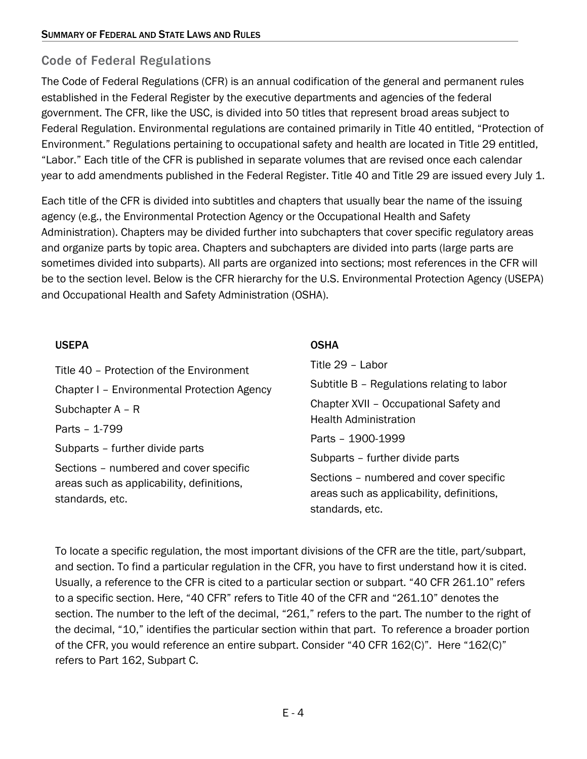## Code of Federal Regulations

The Code of Federal Regulations (CFR) is an annual codification of the general and permanent rules established in the Federal Register by the executive departments and agencies of the federal government. The CFR, like the USC, is divided into 50 titles that represent broad areas subject to Federal Regulation. Environmental regulations are contained primarily in Title 40 entitled, "Protection of Environment." Regulations pertaining to occupational safety and health are located in Title 29 entitled, "Labor." Each title of the CFR is published in separate volumes that are revised once each calendar year to add amendments published in the Federal Register. Title 40 and Title 29 are issued every July 1.

Each title of the CFR is divided into subtitles and chapters that usually bear the name of the issuing agency (e.g., the Environmental Protection Agency or the Occupational Health and Safety Administration). Chapters may be divided further into subchapters that cover specific regulatory areas and organize parts by topic area. Chapters and subchapters are divided into parts (large parts are sometimes divided into subparts). All parts are organized into sections; most references in the CFR will be to the section level. Below is the CFR hierarchy for the U.S. Environmental Protection Agency (USEPA) and Occupational Health and Safety Administration (OSHA).

**USEPA**

Title 40 – Protection of the Environment

Chapter I – Environmental Protection Agency

Subchapter A – R

Parts – 1-799

Subparts – further divide parts

Sections – numbered and cover specific areas such as applicability, definitions, standards, etc.

**OSHA**

Title 29 – Labor

Subtitle B – Regulations relating to labor

Chapter XVII – Occupational Safety and Health Administration

Parts – 1900-1999

Subparts – further divide parts

Sections – numbered and cover specific areas such as applicability, definitions, standards, etc.

To locate a specific regulation, the most important divisions of the CFR are the title, part/subpart, and section. To find a particular regulation in the CFR, you have to first understand how it is cited. Usually, a reference to the CFR is cited to a particular section or subpart. "40 CFR 261.10" refers to a specific section. Here, "40 CFR" refers to Title 40 of the CFR and "261.10" denotes the section. The number to the left of the decimal, "261," refers to the part. The number to the right of the decimal, "10," identifies the particular section within that part. To reference a broader portion of the CFR, you would reference an entire subpart. Consider "40 CFR 162(C)". Here "162(C)" refers to Part 162, Subpart C.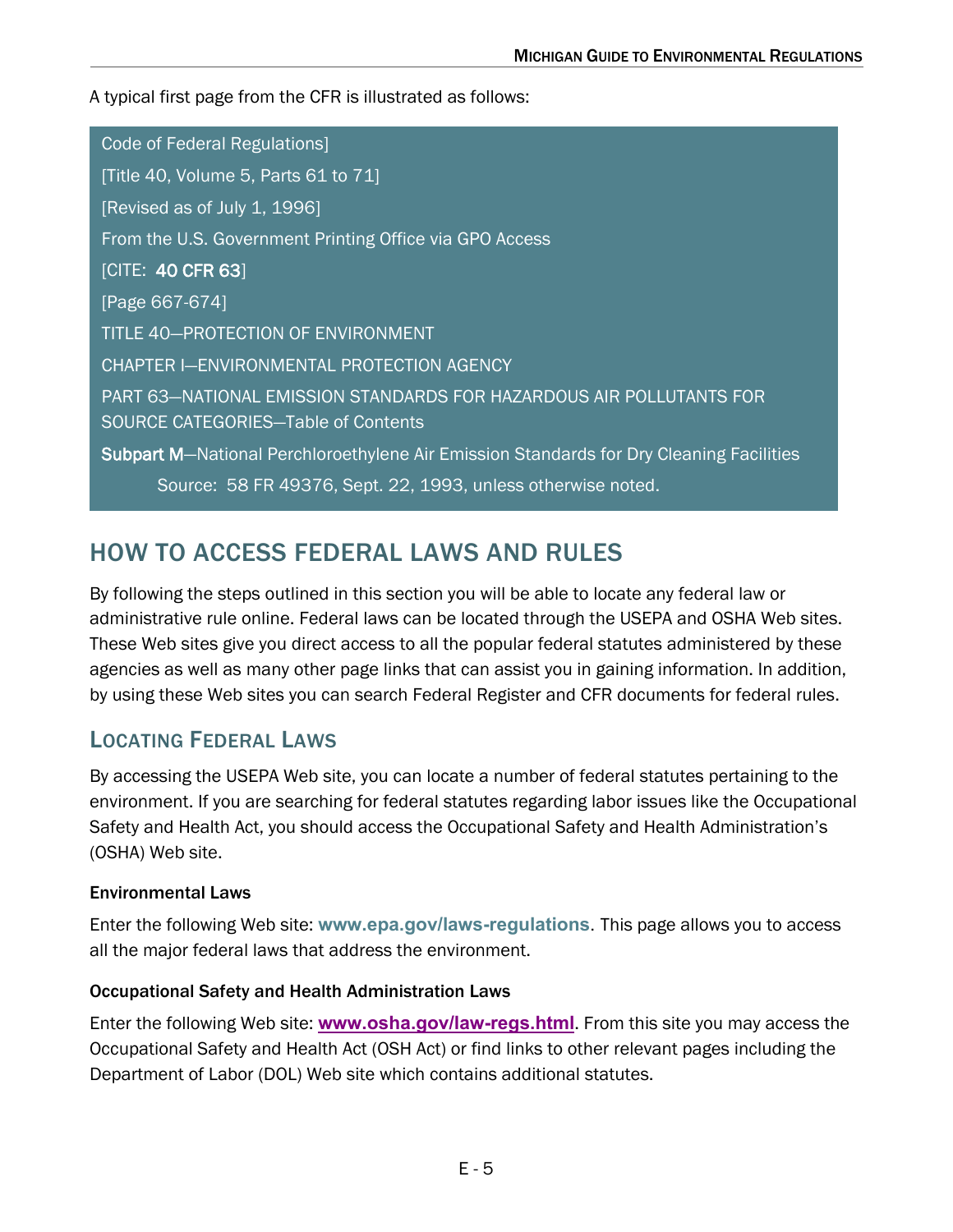A typical first page from the CFR is illustrated as follows:

> Code of Federal Regulations]
>
> [Title 40, Volume 5, Parts 61 to 71]
>
> [Revised as of July 1, 1996]
>
> From the U.S. Government Printing Office via GPO Access
>
> [CITE: **40 CFR 63**]
>
> [Page 667-674]
>
> TITLE 40—PROTECTION OF ENVIRONMENT
>
> CHAPTER I—ENVIRONMENTAL PROTECTION AGENCY
>
> PART 63—NATIONAL EMISSION STANDARDS FOR HAZARDOUS AIR POLLUTANTS FOR SOURCE CATEGORIES—Table of Contents
>
> **Subpart M**—National Perchloroethylene Air Emission Standards for Dry Cleaning Facilities
>
> Source: 58 FR 49376, Sept. 22, 1993, unless otherwise noted.

## HOW TO ACCESS FEDERAL LAWS AND RULES

By following the steps outlined in this section you will be able to locate any federal law or administrative rule online. Federal laws can be located through the USEPA and OSHA Web sites. These Web sites give you direct access to all the popular federal statutes administered by these agencies as well as many other page links that can assist you in gaining information. In addition, by using these Web sites you can search Federal Register and CFR documents for federal rules.

### LOCATING FEDERAL LAWS

By accessing the USEPA Web site, you can locate a number of federal statutes pertaining to the environment. If you are searching for federal statutes regarding labor issues like the Occupational Safety and Health Act, you should access the Occupational Safety and Health Administration's (OSHA) Web site.

#### Environmental Laws

Enter the following Web site: **www.epa.gov/laws-regulations**. This page allows you to access all the major federal laws that address the environment.

#### Occupational Safety and Health Administration Laws

Enter the following Web site: **www.osha.gov/law-regs.html**. From this site you may access the Occupational Safety and Health Act (OSH Act) or find links to other relevant pages including the Department of Labor (DOL) Web site which contains additional statutes.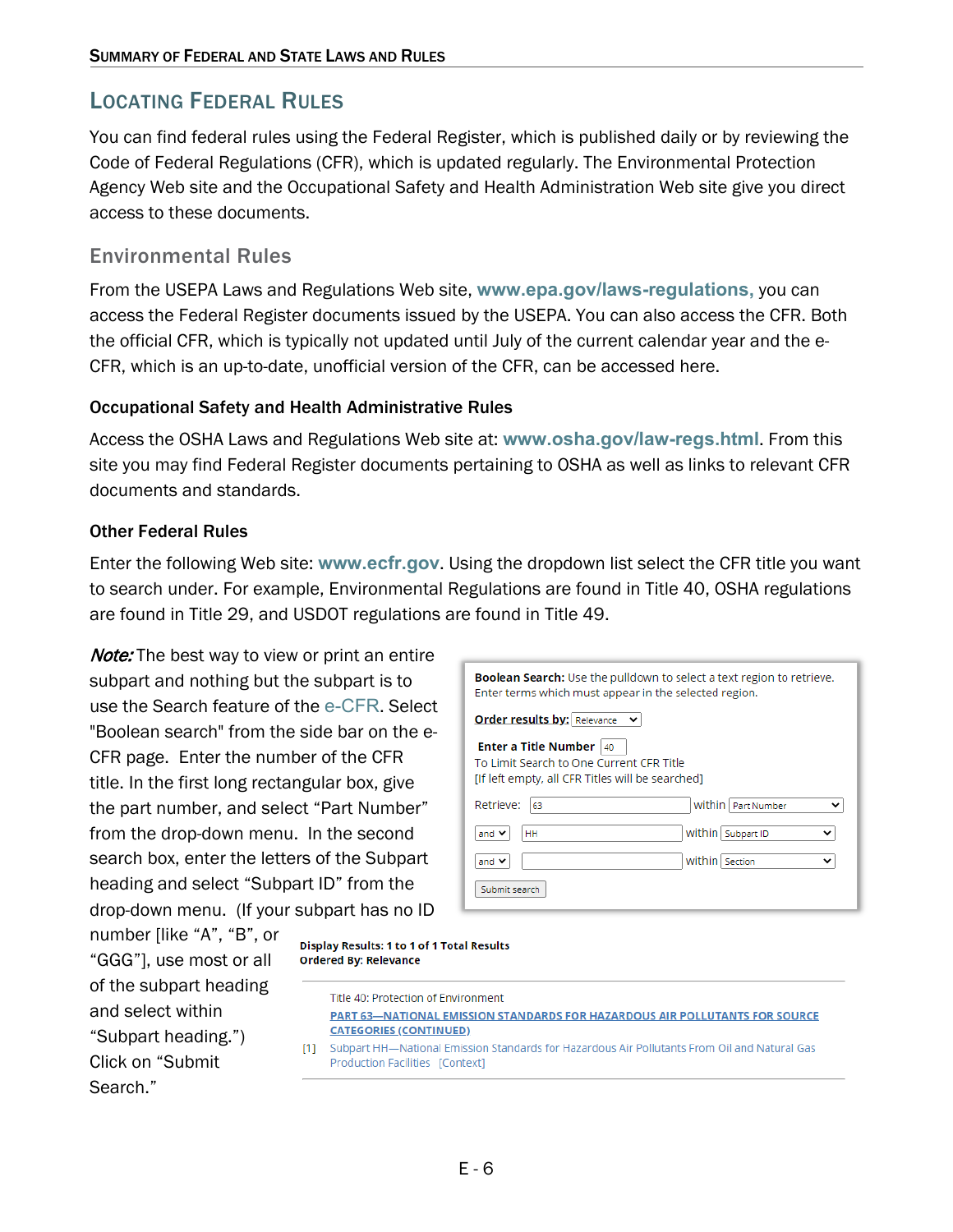## LOCATING FEDERAL RULES

You can find federal rules using the Federal Register, which is published daily or by reviewing the Code of Federal Regulations (CFR), which is updated regularly. The Environmental Protection Agency Web site and the Occupational Safety and Health Administration Web site give you direct access to these documents.

### Environmental Rules

From the USEPA Laws and Regulations Web site, **www.epa.gov/laws-regulations,** you can access the Federal Register documents issued by the USEPA. You can also access the CFR. Both the official CFR, which is typically not updated until July of the current calendar year and the e-CFR, which is an up-to-date, unofficial version of the CFR, can be accessed here.

#### Occupational Safety and Health Administrative Rules

Access the OSHA Laws and Regulations Web site at: **www.osha.gov/law-regs.html**. From this site you may find Federal Register documents pertaining to OSHA as well as links to relevant CFR documents and standards.

#### Other Federal Rules

Enter the following Web site: **www.ecfr.gov**. Using the dropdown list select the CFR title you want to search under. For example, Environmental Regulations are found in Title 40, OSHA regulations are found in Title 29, and USDOT regulations are found in Title 49.

***Note:*** The best way to view or print an entire subpart and nothing but the subpart is to use the Search feature of the e-CFR. Select "Boolean search" from the side bar on the e-CFR page. Enter the number of the CFR title. In the first long rectangular box, give the part number, and select "Part Number" from the drop-down menu. In the second search box, enter the letters of the Subpart heading and select "Subpart ID" from the drop-down menu. (If your subpart has no ID number [like "A", "B", or "GGG"], use most or all of the subpart heading and select within "Subpart heading.") Click on "Submit Search."

**Boolean Search:** Use the pulldown to select a text region to retrieve. Enter terms which must appear in the selected region.

**Order results by:** Relevance

**Enter a Title Number** 40
To Limit Search to One Current CFR Title
[If left empty, all CFR Titles will be searched]

Retrieve: 63 within Part Number
and HH within Subpart ID
and within Section

Submit search

**Display Results: 1 to 1 of 1 Total Results**
**Ordered By: Relevance**

Title 40: Protection of Environment
PART 63—NATIONAL EMISSION STANDARDS FOR HAZARDOUS AIR POLLUTANTS FOR SOURCE CATEGORIES (CONTINUED)
[1] Subpart HH—National Emission Standards for Hazardous Air Pollutants From Oil and Natural Gas Production Facilities [Context]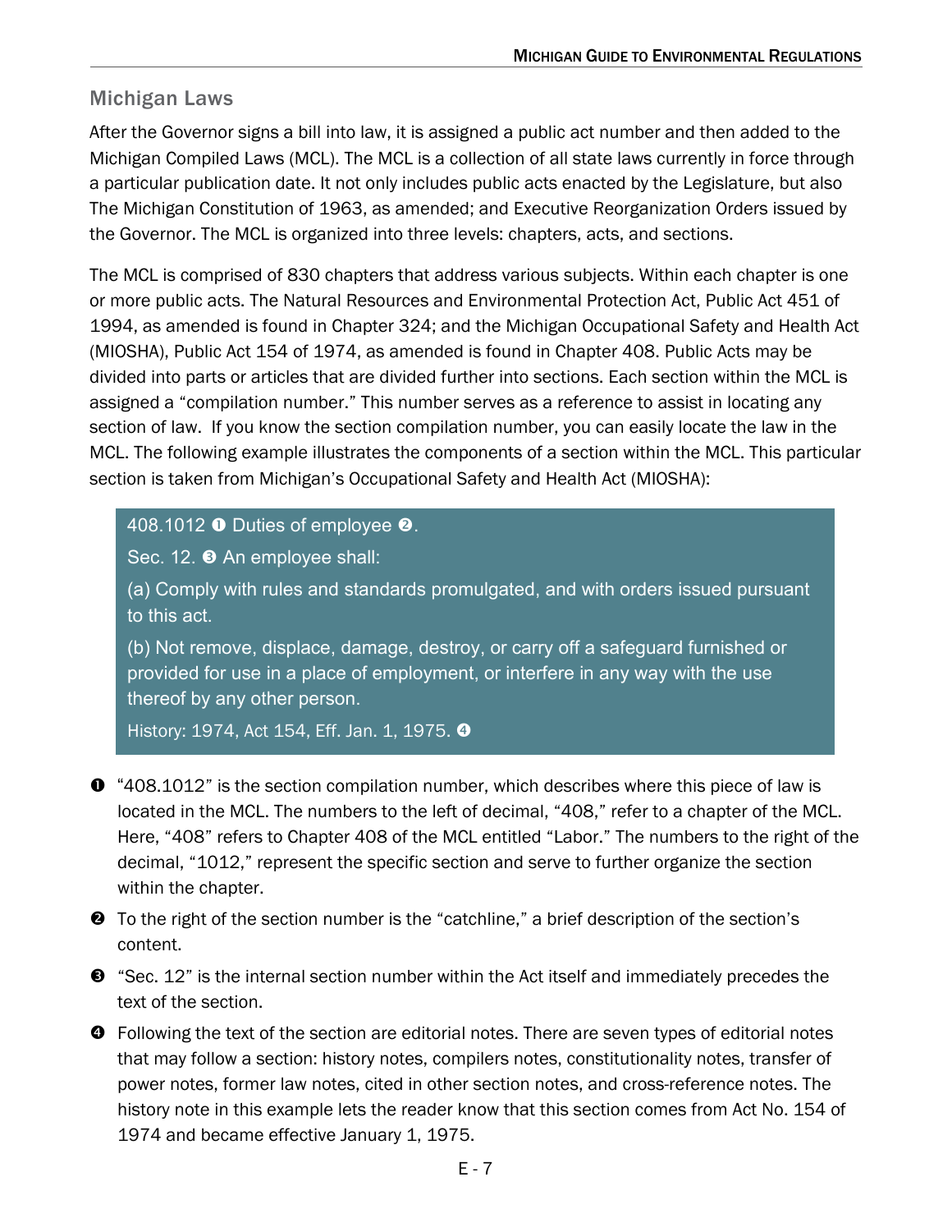## Michigan Laws

After the Governor signs a bill into law, it is assigned a public act number and then added to the Michigan Compiled Laws (MCL). The MCL is a collection of all state laws currently in force through a particular publication date. It not only includes public acts enacted by the Legislature, but also The Michigan Constitution of 1963, as amended; and Executive Reorganization Orders issued by the Governor. The MCL is organized into three levels: chapters, acts, and sections.

The MCL is comprised of 830 chapters that address various subjects. Within each chapter is one or more public acts. The Natural Resources and Environmental Protection Act, Public Act 451 of 1994, as amended is found in Chapter 324; and the Michigan Occupational Safety and Health Act (MIOSHA), Public Act 154 of 1974, as amended is found in Chapter 408. Public Acts may be divided into parts or articles that are divided further into sections. Each section within the MCL is assigned a "compilation number." This number serves as a reference to assist in locating any section of law. If you know the section compilation number, you can easily locate the law in the MCL. The following example illustrates the components of a section within the MCL. This particular section is taken from Michigan's Occupational Safety and Health Act (MIOSHA):

> 408.1012 ❶ Duties of employee ❷.
>
> Sec. 12. ❸ An employee shall:
>
> (a) Comply with rules and standards promulgated, and with orders issued pursuant to this act.
>
> (b) Not remove, displace, damage, destroy, or carry off a safeguard furnished or provided for use in a place of employment, or interfere in any way with the use thereof by any other person.
>
> History: 1974, Act 154, Eff. Jan. 1, 1975. ❹

❶ "408.1012" is the section compilation number, which describes where this piece of law is located in the MCL. The numbers to the left of decimal, "408," refer to a chapter of the MCL. Here, "408" refers to Chapter 408 of the MCL entitled "Labor." The numbers to the right of the decimal, "1012," represent the specific section and serve to further organize the section within the chapter.

❷ To the right of the section number is the "catchline," a brief description of the section's content.

❸ "Sec. 12" is the internal section number within the Act itself and immediately precedes the text of the section.

❹ Following the text of the section are editorial notes. There are seven types of editorial notes that may follow a section: history notes, compilers notes, constitutionality notes, transfer of power notes, former law notes, cited in other section notes, and cross-reference notes. The history note in this example lets the reader know that this section comes from Act No. 154 of 1974 and became effective January 1, 1975.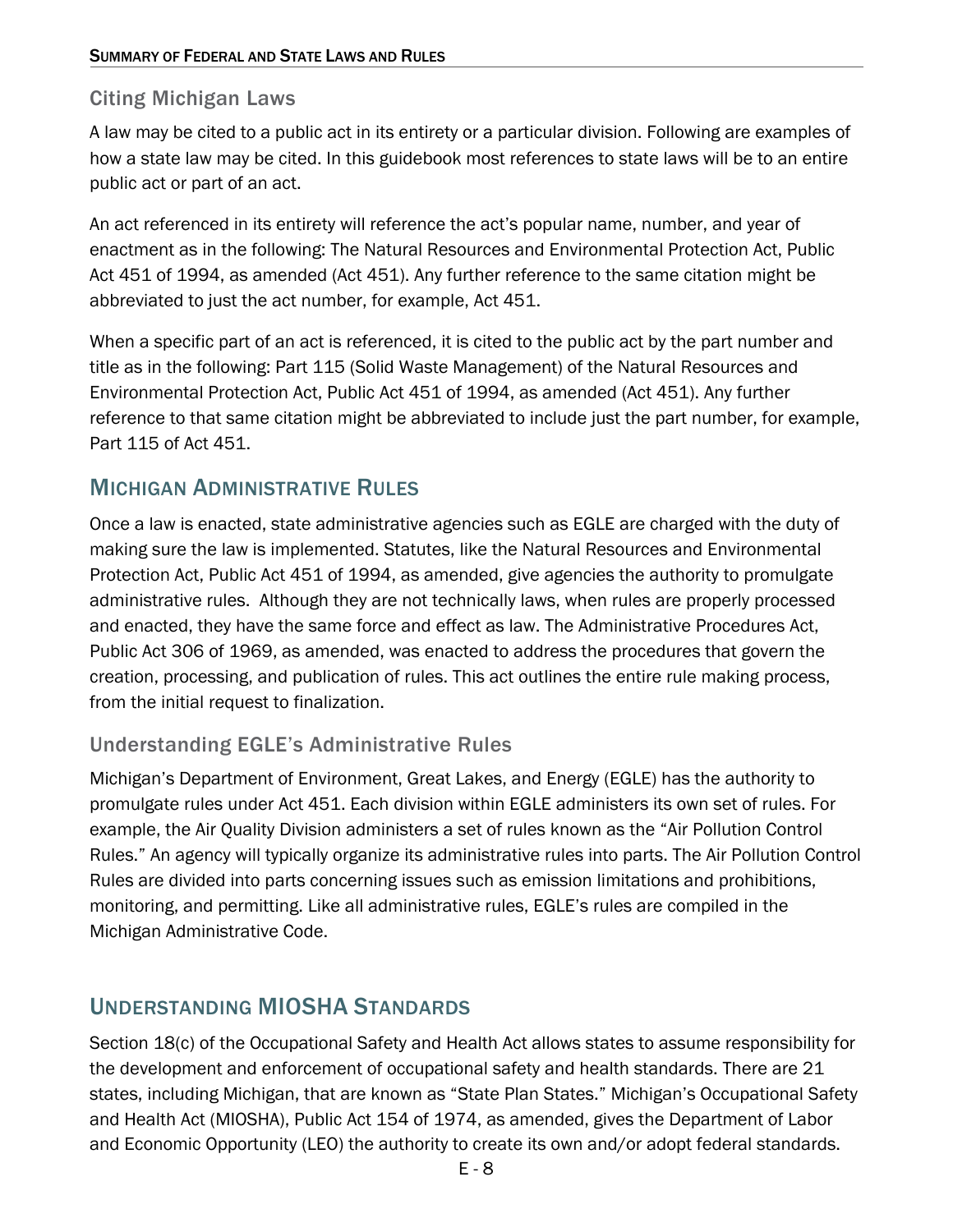### Citing Michigan Laws

A law may be cited to a public act in its entirety or a particular division. Following are examples of how a state law may be cited. In this guidebook most references to state laws will be to an entire public act or part of an act.

An act referenced in its entirety will reference the act's popular name, number, and year of enactment as in the following: The Natural Resources and Environmental Protection Act, Public Act 451 of 1994, as amended (Act 451). Any further reference to the same citation might be abbreviated to just the act number, for example, Act 451.

When a specific part of an act is referenced, it is cited to the public act by the part number and title as in the following: Part 115 (Solid Waste Management) of the Natural Resources and Environmental Protection Act, Public Act 451 of 1994, as amended (Act 451). Any further reference to that same citation might be abbreviated to include just the part number, for example, Part 115 of Act 451.

## Michigan Administrative Rules

Once a law is enacted, state administrative agencies such as EGLE are charged with the duty of making sure the law is implemented. Statutes, like the Natural Resources and Environmental Protection Act, Public Act 451 of 1994, as amended, give agencies the authority to promulgate administrative rules. Although they are not technically laws, when rules are properly processed and enacted, they have the same force and effect as law. The Administrative Procedures Act, Public Act 306 of 1969, as amended, was enacted to address the procedures that govern the creation, processing, and publication of rules. This act outlines the entire rule making process, from the initial request to finalization.

### Understanding EGLE's Administrative Rules

Michigan's Department of Environment, Great Lakes, and Energy (EGLE) has the authority to promulgate rules under Act 451. Each division within EGLE administers its own set of rules. For example, the Air Quality Division administers a set of rules known as the "Air Pollution Control Rules." An agency will typically organize its administrative rules into parts. The Air Pollution Control Rules are divided into parts concerning issues such as emission limitations and prohibitions, monitoring, and permitting. Like all administrative rules, EGLE's rules are compiled in the Michigan Administrative Code.

## Understanding MIOSHA Standards

Section 18(c) of the Occupational Safety and Health Act allows states to assume responsibility for the development and enforcement of occupational safety and health standards. There are 21 states, including Michigan, that are known as "State Plan States." Michigan's Occupational Safety and Health Act (MIOSHA), Public Act 154 of 1974, as amended, gives the Department of Labor and Economic Opportunity (LEO) the authority to create its own and/or adopt federal standards.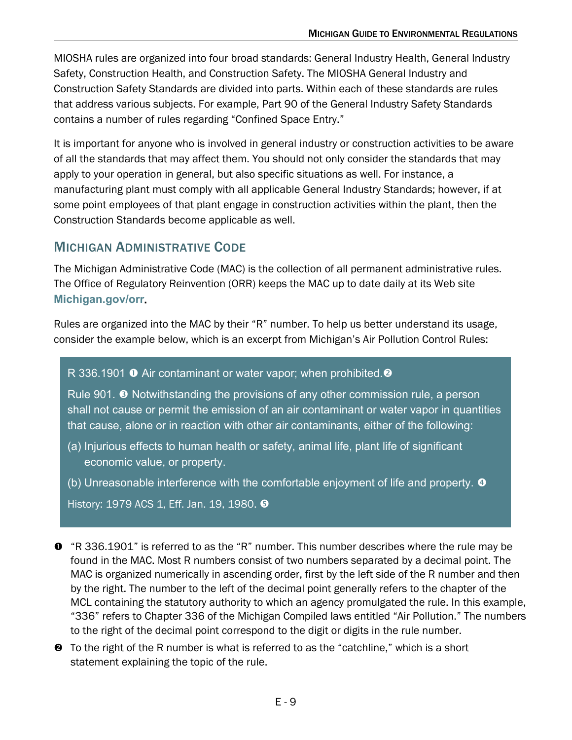MIOSHA rules are organized into four broad standards: General Industry Health, General Industry Safety, Construction Health, and Construction Safety. The MIOSHA General Industry and Construction Safety Standards are divided into parts. Within each of these standards are rules that address various subjects. For example, Part 90 of the General Industry Safety Standards contains a number of rules regarding "Confined Space Entry."

It is important for anyone who is involved in general industry or construction activities to be aware of all the standards that may affect them. You should not only consider the standards that may apply to your operation in general, but also specific situations as well. For instance, a manufacturing plant must comply with all applicable General Industry Standards; however, if at some point employees of that plant engage in construction activities within the plant, then the Construction Standards become applicable as well.

## Michigan Administrative Code

The Michigan Administrative Code (MAC) is the collection of all permanent administrative rules. The Office of Regulatory Reinvention (ORR) keeps the MAC up to date daily at its Web site **Michigan.gov/orr**.

Rules are organized into the MAC by their "R" number. To help us better understand its usage, consider the example below, which is an excerpt from Michigan's Air Pollution Control Rules:

> R 336.1901 ❶ Air contaminant or water vapor; when prohibited.❷
>
> Rule 901. ❸ Notwithstanding the provisions of any other commission rule, a person shall not cause or permit the emission of an air contaminant or water vapor in quantities that cause, alone or in reaction with other air contaminants, either of the following:
>
> (a) Injurious effects to human health or safety, animal life, plant life of significant economic value, or property.
>
> (b) Unreasonable interference with the comfortable enjoyment of life and property. ❹
>
> History: 1979 ACS 1, Eff. Jan. 19, 1980. ❺

❶ "R 336.1901" is referred to as the "R" number. This number describes where the rule may be found in the MAC. Most R numbers consist of two numbers separated by a decimal point. The MAC is organized numerically in ascending order, first by the left side of the R number and then by the right. The number to the left of the decimal point generally refers to the chapter of the MCL containing the statutory authority to which an agency promulgated the rule. In this example, "336" refers to Chapter 336 of the Michigan Compiled laws entitled "Air Pollution." The numbers to the right of the decimal point correspond to the digit or digits in the rule number.

❷ To the right of the R number is what is referred to as the "catchline," which is a short statement explaining the topic of the rule.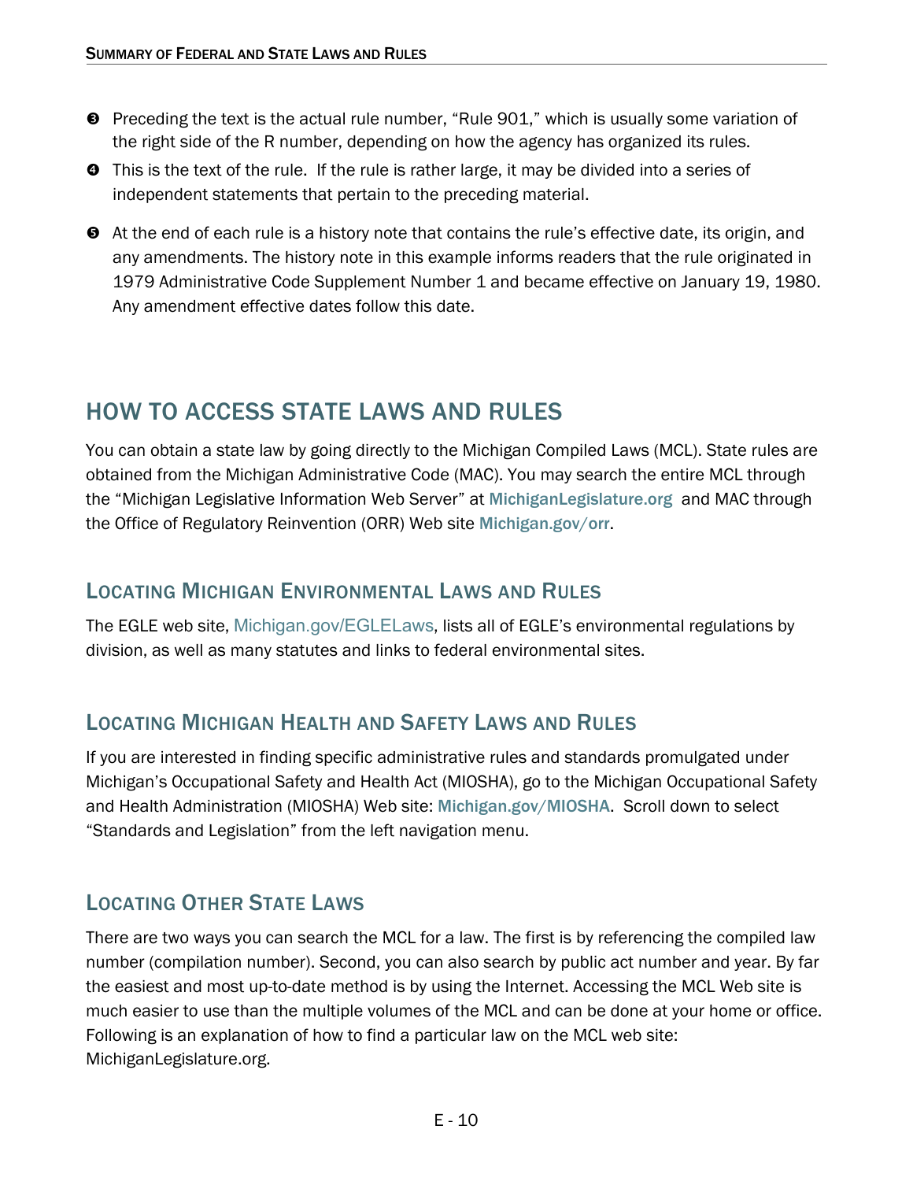- ❸ Preceding the text is the actual rule number, "Rule 901," which is usually some variation of the right side of the R number, depending on how the agency has organized its rules.
- ❹ This is the text of the rule. If the rule is rather large, it may be divided into a series of independent statements that pertain to the preceding material.
- ❺ At the end of each rule is a history note that contains the rule's effective date, its origin, and any amendments. The history note in this example informs readers that the rule originated in 1979 Administrative Code Supplement Number 1 and became effective on January 19, 1980. Any amendment effective dates follow this date.

## HOW TO ACCESS STATE LAWS AND RULES

You can obtain a state law by going directly to the Michigan Compiled Laws (MCL). State rules are obtained from the Michigan Administrative Code (MAC). You may search the entire MCL through the "Michigan Legislative Information Web Server" at **MichiganLegislature.org** and MAC through the Office of Regulatory Reinvention (ORR) Web site **Michigan.gov/orr**.

### LOCATING MICHIGAN ENVIRONMENTAL LAWS AND RULES

The EGLE web site, Michigan.gov/EGLELaws, lists all of EGLE's environmental regulations by division, as well as many statutes and links to federal environmental sites.

### LOCATING MICHIGAN HEALTH AND SAFETY LAWS AND RULES

If you are interested in finding specific administrative rules and standards promulgated under Michigan's Occupational Safety and Health Act (MIOSHA), go to the Michigan Occupational Safety and Health Administration (MIOSHA) Web site: **Michigan.gov/MIOSHA**. Scroll down to select "Standards and Legislation" from the left navigation menu.

### LOCATING OTHER STATE LAWS

There are two ways you can search the MCL for a law. The first is by referencing the compiled law number (compilation number). Second, you can also search by public act number and year. By far the easiest and most up-to-date method is by using the Internet. Accessing the MCL Web site is much easier to use than the multiple volumes of the MCL and can be done at your home or office. Following is an explanation of how to find a particular law on the MCL web site: MichiganLegislature.org.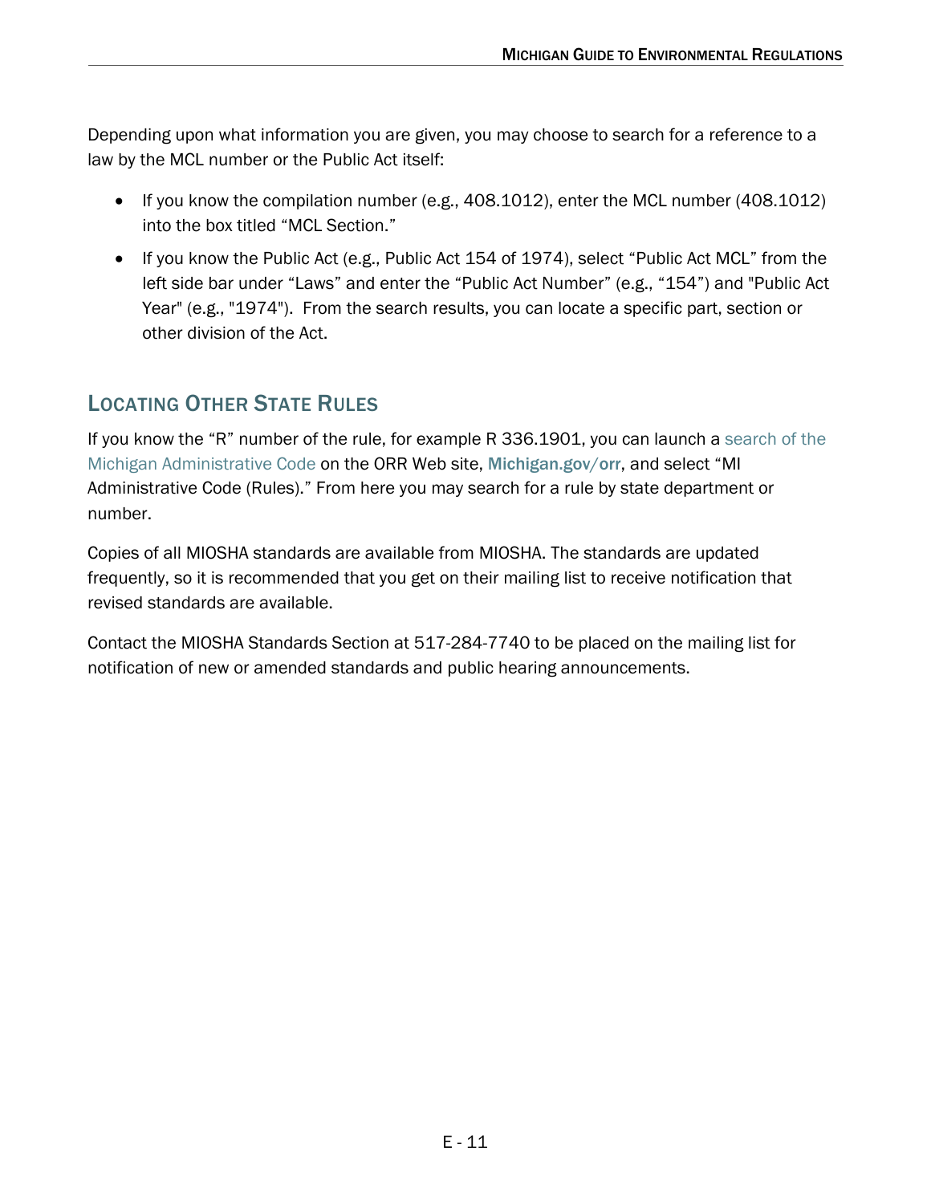Depending upon what information you are given, you may choose to search for a reference to a law by the MCL number or the Public Act itself:

- If you know the compilation number (e.g., 408.1012), enter the MCL number (408.1012) into the box titled "MCL Section."
- If you know the Public Act (e.g., Public Act 154 of 1974), select "Public Act MCL" from the left side bar under "Laws" and enter the "Public Act Number" (e.g., "154") and "Public Act Year" (e.g., "1974"). From the search results, you can locate a specific part, section or other division of the Act.

## Locating Other State Rules

If you know the "R" number of the rule, for example R 336.1901, you can launch a search of the Michigan Administrative Code on the ORR Web site, **Michigan.gov/orr**, and select "MI Administrative Code (Rules)." From here you may search for a rule by state department or number.

Copies of all MIOSHA standards are available from MIOSHA. The standards are updated frequently, so it is recommended that you get on their mailing list to receive notification that revised standards are available.

Contact the MIOSHA Standards Section at 517-284-7740 to be placed on the mailing list for notification of new or amended standards and public hearing announcements.